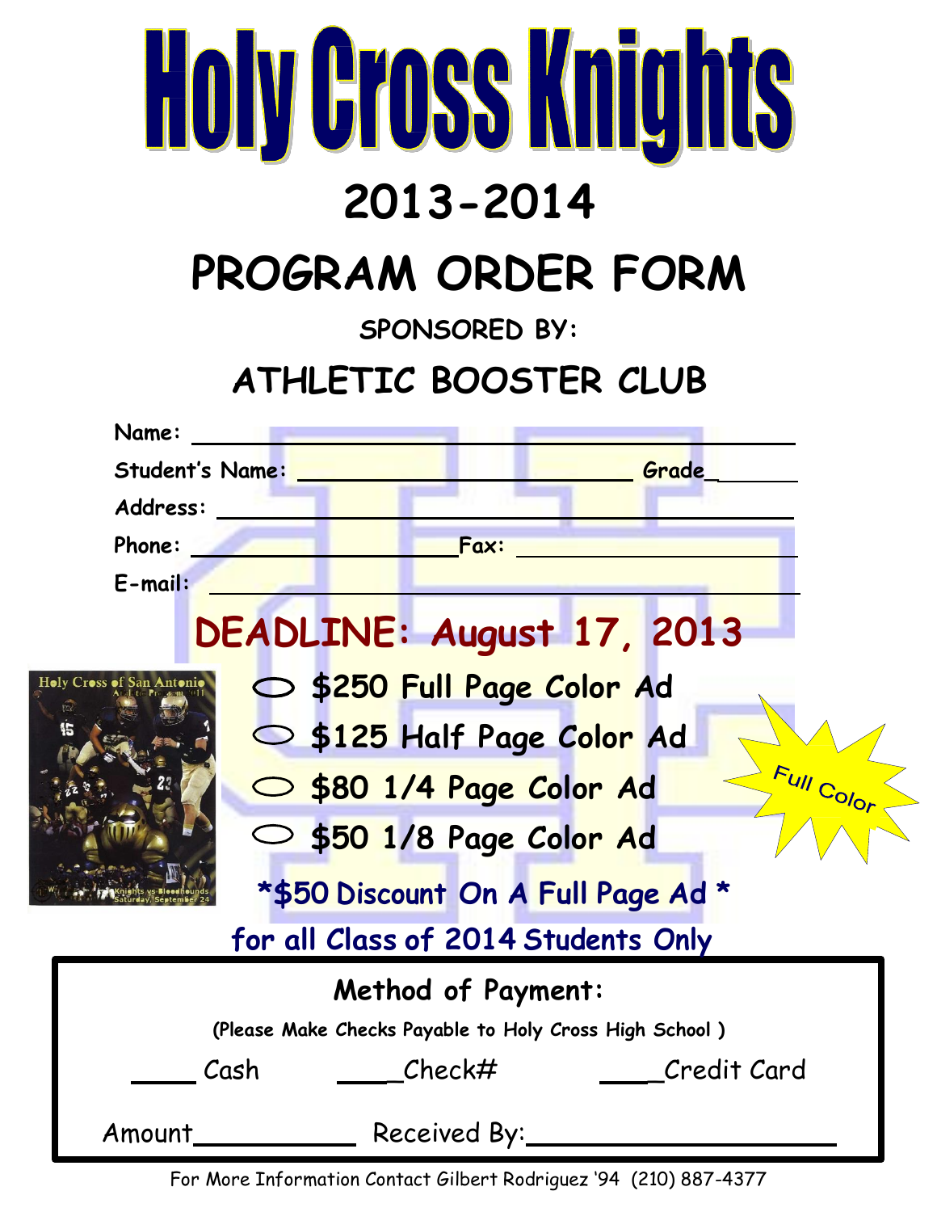# Holy Cross Knights

## 2013-2014

## PROGRAM ORDER FORM

SPONSORED BY:

## ATHLETIC BOOSTER CLUB

Name: ______________________________________________

Student's Name: ___________________________ Grade_______

Address: ___________________________________________

Phone: ____________________Fax: ____________________

E-mail: _____________________________________________

## DEADLINE: August 17, 2013

- $250 Full Page Color Ad
- $125 Half Page Color Ad
- $80 1/4 Page Color Ad
- $50 1/8 Page Color Ad

Full Color

**\*$50 Discount On A Full Page Ad \***

**for all Class of 2014 Students Only**

**Method of Payment:**

(Please Make Checks Payable to Holy Cross High School )

____ Cash ____Check# ____Credit Card

Amount__________ Received By:____________________

For More Information Contact Gilbert Rodriguez '94 (210) 887-4377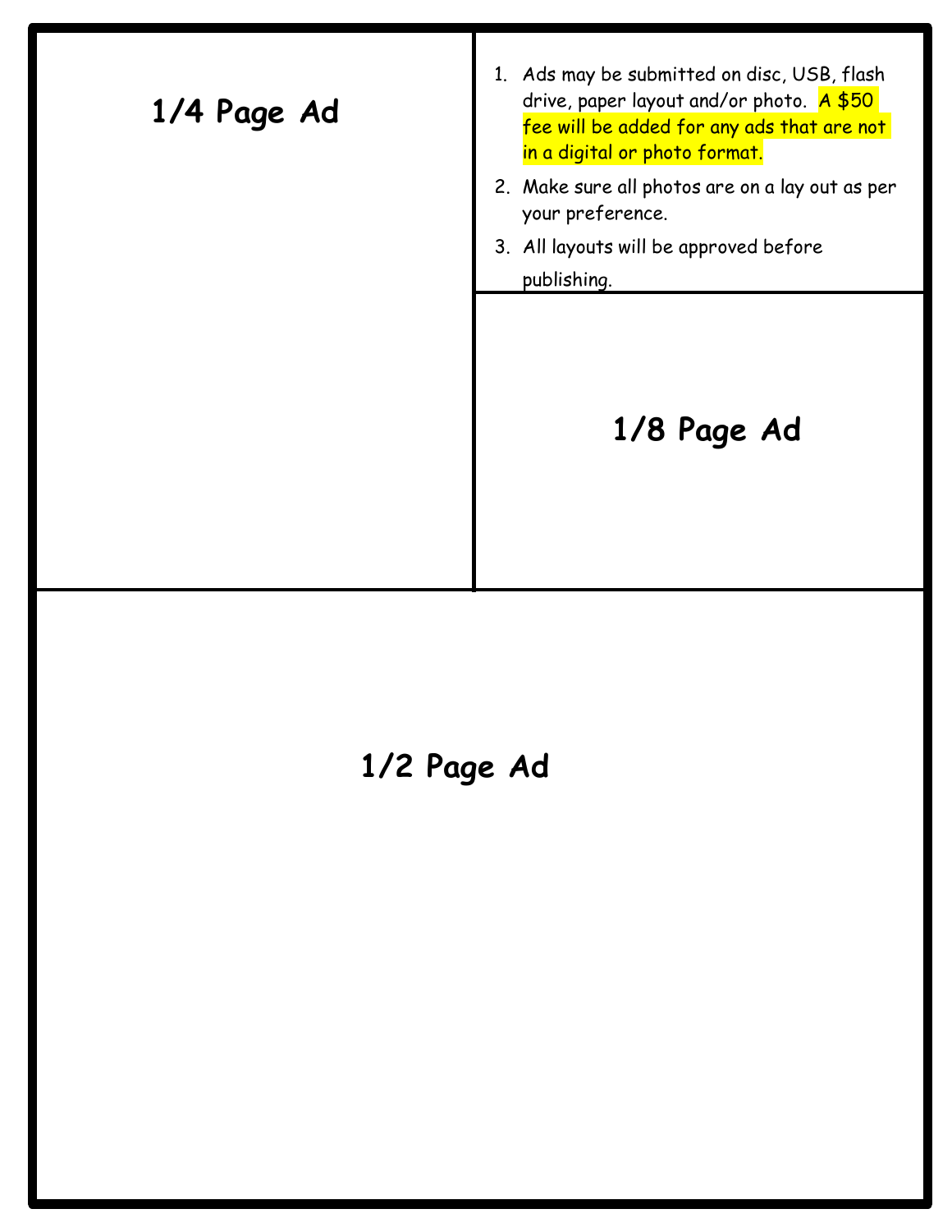**1/4 Page Ad**

1. Ads may be submitted on disc, USB, flash drive, paper layout and/or photo. A $50 fee will be added for any ads that are not in a digital or photo format.
2. Make sure all photos are on a lay out as per your preference.
3. All layouts will be approved before publishing.

**1/8 Page Ad**

**1/2 Page Ad**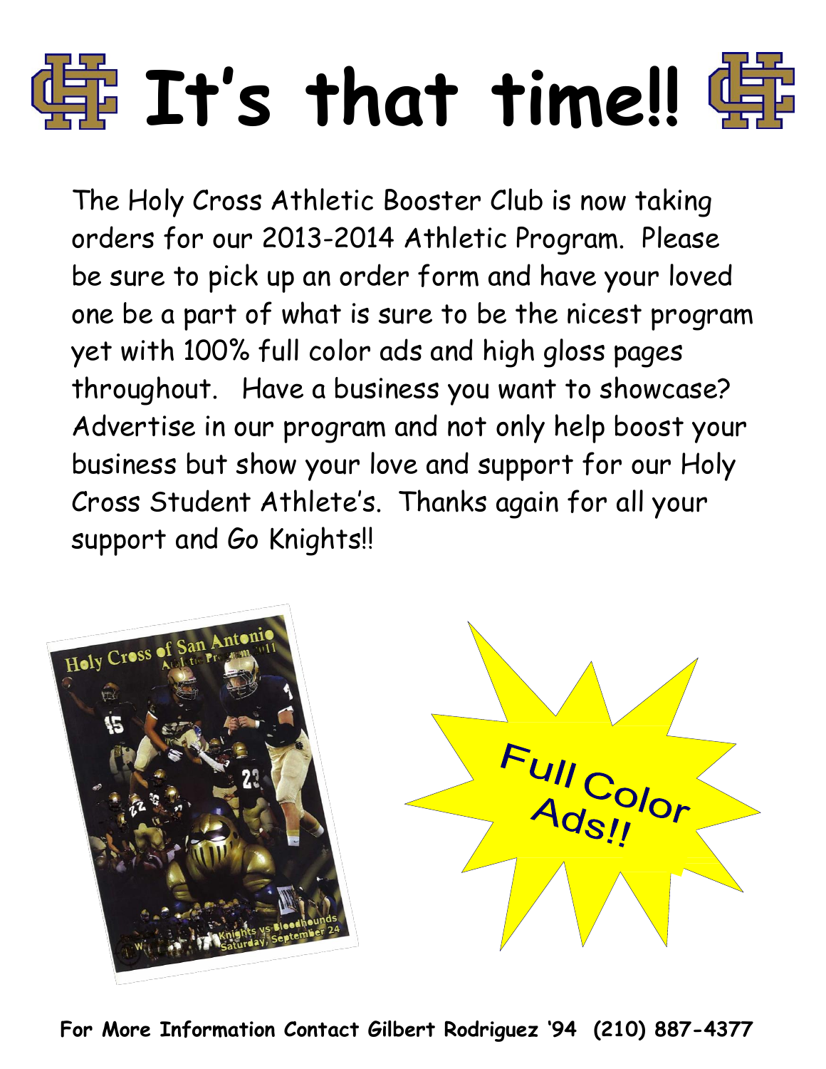# It's that time!!

The Holy Cross Athletic Booster Club is now taking orders for our 2013-2014 Athletic Program. Please be sure to pick up an order form and have your loved one be a part of what is sure to be the nicest program yet with 100% full color ads and high gloss pages throughout. Have a business you want to showcase? Advertise in our program and not only help boost your business but show your love and support for our Holy Cross Student Athlete's. Thanks again for all your support and Go Knights!!

Full Color Ads!!

**For More Information Contact Gilbert Rodriguez '94 (210) 887-4377**